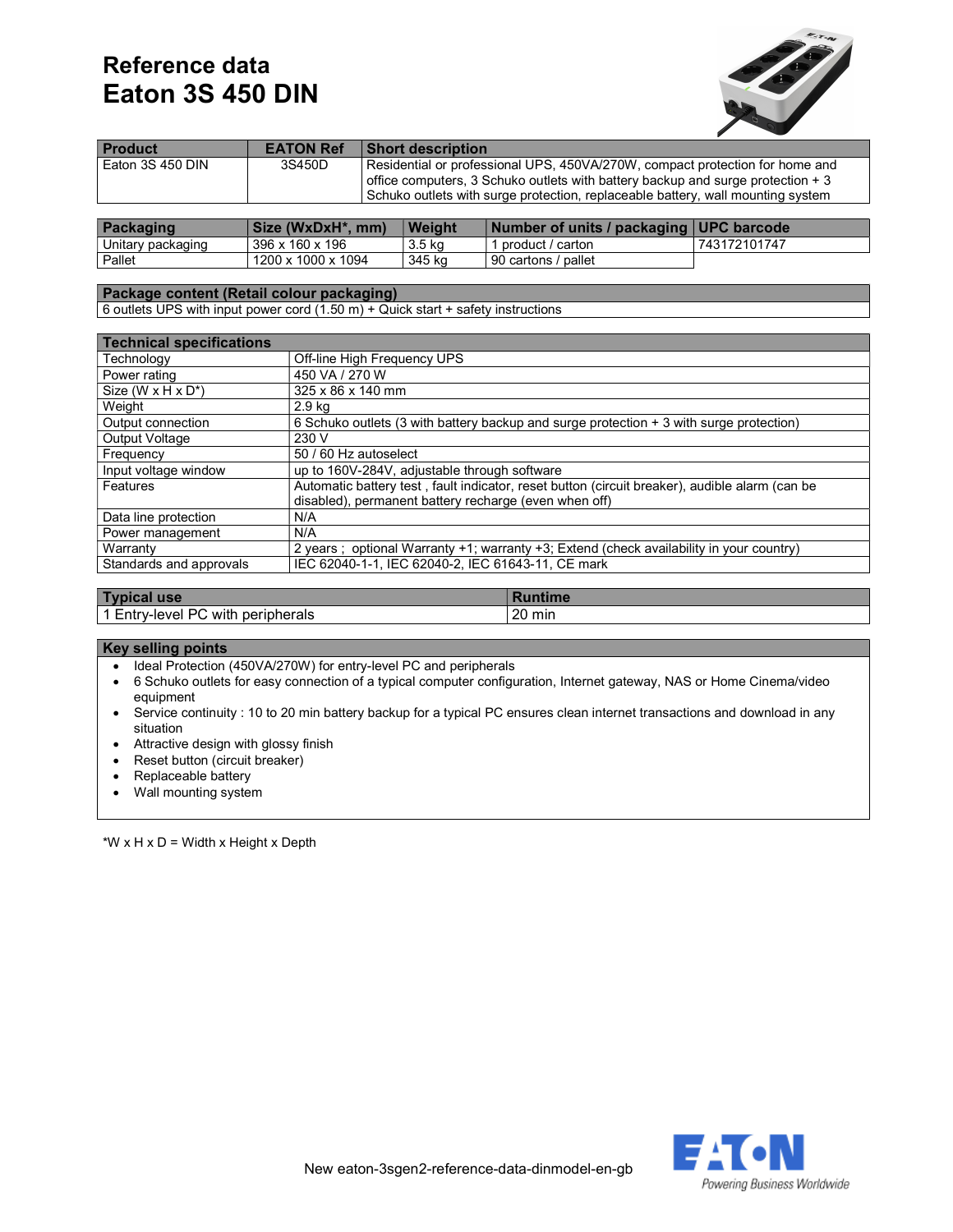# Reference data
# Eaton 3S 450 DIN

| Product | EATON Ref | Short description |
|---|---|---|
| Eaton 3S 450 DIN | 3S450D | Residential or professional UPS, 450VA/270W, compact protection for home and office computers, 3 Schuko outlets with battery backup and surge protection + 3 Schuko outlets with surge protection, replaceable battery, wall mounting system |

| Packaging | Size (WxDxH*, mm) | Weight | Number of units / packaging | UPC barcode |
|---|---|---|---|---|
| Unitary packaging | 396 x 160 x 196 | 3.5 kg | 1 product / carton | 743172101747 |
| Pallet | 1200 x 1000 x 1094 | 345 kg | 90 cartons / pallet | |

| Package content (Retail colour packaging) |
|---|
| 6 outlets UPS with input power cord (1.50 m) + Quick start + safety instructions |

| Technical specifications | |
|---|---|
| Technology | Off-line High Frequency UPS |
| Power rating | 450 VA / 270 W |
| Size (W x H x D*) | 325 x 86 x 140 mm |
| Weight | 2.9 kg |
| Output connection | 6 Schuko outlets (3 with battery backup and surge protection + 3 with surge protection) |
| Output Voltage | 230 V |
| Frequency | 50 / 60 Hz autoselect |
| Input voltage window | up to 160V-284V, adjustable through software |
| Features | Automatic battery test , fault indicator, reset button (circuit breaker), audible alarm (can be disabled), permanent battery recharge (even when off) |
| Data line protection | N/A |
| Power management | N/A |
| Warranty | 2 years ; optional Warranty +1; warranty +3; Extend (check availability in your country) |
| Standards and approvals | IEC 62040-1-1, IEC 62040-2, IEC 61643-11, CE mark |

| Typical use | Runtime |
|---|---|
| 1 Entry-level PC with peripherals | 20 min |

**Key selling points**

- Ideal Protection (450VA/270W) for entry-level PC and peripherals
- 6 Schuko outlets for easy connection of a typical computer configuration, Internet gateway, NAS or Home Cinema/video equipment
- Service continuity : 10 to 20 min battery backup for a typical PC ensures clean internet transactions and download in any situation
- Attractive design with glossy finish
- Reset button (circuit breaker)
- Replaceable battery
- Wall mounting system

*W x H x D = Width x Height x Depth

New eaton-3sgen2-reference-data-dinmodel-en-gb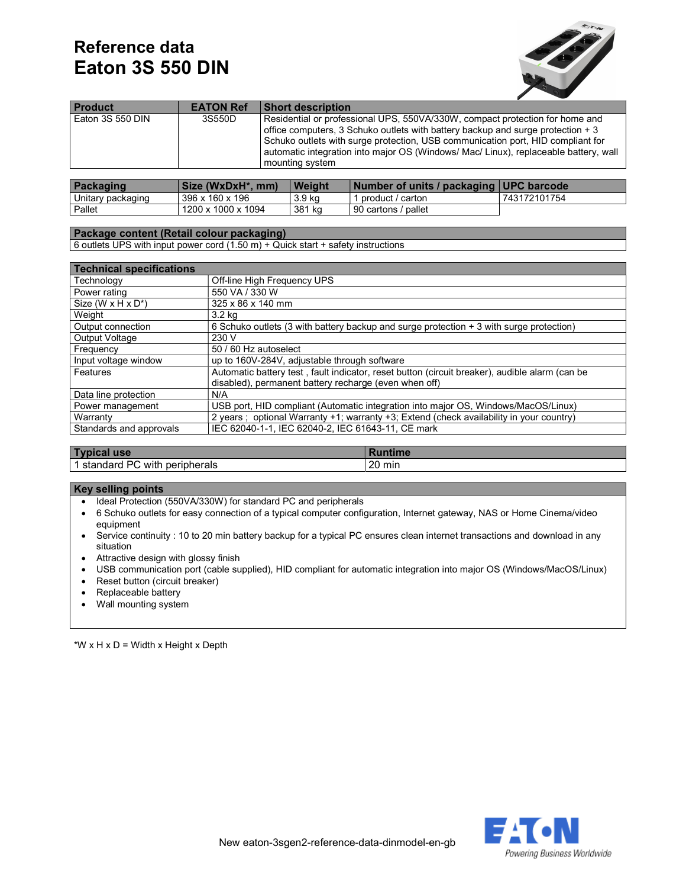# Reference data
# Eaton 3S 550 DIN

| Product | EATON Ref | Short description |
|---|---|---|
| Eaton 3S 550 DIN | 3S550D | Residential or professional UPS, 550VA/330W, compact protection for home and office computers, 3 Schuko outlets with battery backup and surge protection + 3 Schuko outlets with surge protection, USB communication port, HID compliant for automatic integration into major OS (Windows/ Mac/ Linux), replaceable battery, wall mounting system |

| Packaging | Size (WxDxH*, mm) | Weight | Number of units / packaging | UPC barcode |
|---|---|---|---|---|
| Unitary packaging | 396 x 160 x 196 | 3.9 kg | 1 product / carton | 743172101754 |
| Pallet | 1200 x 1000 x 1094 | 381 kg | 90 cartons / pallet | |

| Package content (Retail colour packaging) |
|---|
| 6 outlets UPS with input power cord (1.50 m) + Quick start + safety instructions |

| Technical specifications | |
|---|---|
| Technology | Off-line High Frequency UPS |
| Power rating | 550 VA / 330 W |
| Size (W x H x D*) | 325 x 86 x 140 mm |
| Weight | 3.2 kg |
| Output connection | 6 Schuko outlets (3 with battery backup and surge protection + 3 with surge protection) |
| Output Voltage | 230 V |
| Frequency | 50 / 60 Hz autoselect |
| Input voltage window | up to 160V-284V, adjustable through software |
| Features | Automatic battery test , fault indicator, reset button (circuit breaker), audible alarm (can be disabled), permanent battery recharge (even when off) |
| Data line protection | N/A |
| Power management | USB port, HID compliant (Automatic integration into major OS, Windows/MacOS/Linux) |
| Warranty | 2 years ; optional Warranty +1; warranty +3; Extend (check availability in your country) |
| Standards and approvals | IEC 62040-1-1, IEC 62040-2, IEC 61643-11, CE mark |

| Typical use | Runtime |
|---|---|
| 1 standard PC with peripherals | 20 min |

**Key selling points**

- Ideal Protection (550VA/330W) for standard PC and peripherals
- 6 Schuko outlets for easy connection of a typical computer configuration, Internet gateway, NAS or Home Cinema/video equipment
- Service continuity : 10 to 20 min battery backup for a typical PC ensures clean internet transactions and download in any situation
- Attractive design with glossy finish
- USB communication port (cable supplied), HID compliant for automatic integration into major OS (Windows/MacOS/Linux)
- Reset button (circuit breaker)
- Replaceable battery
- Wall mounting system

*W x H x D = Width x Height x Depth

New eaton-3sgen2-reference-data-dinmodel-en-gb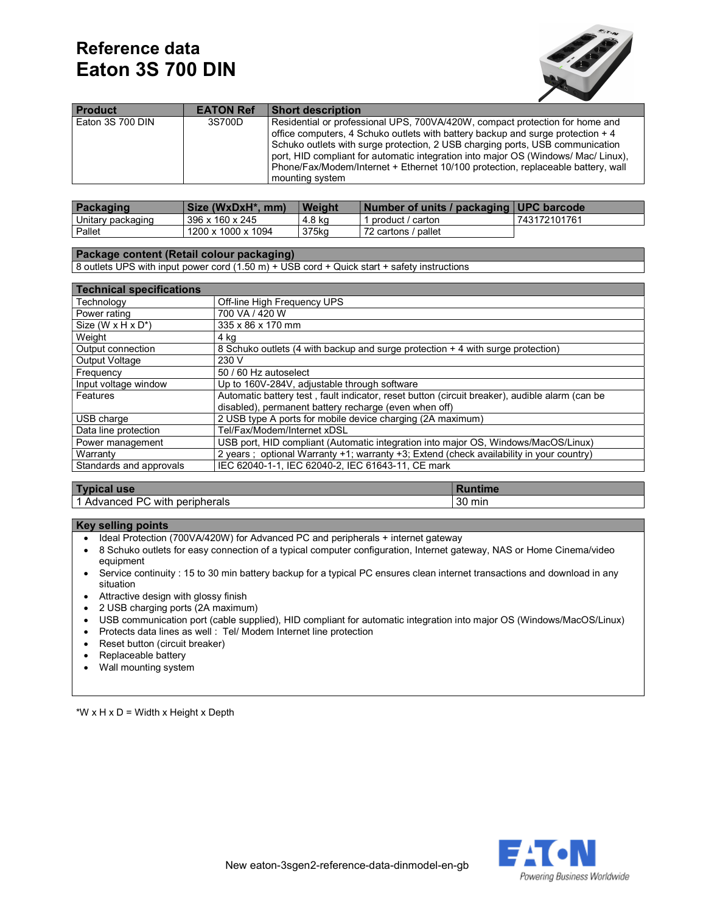# Reference data
# Eaton 3S 700 DIN

| Product | EATON Ref | Short description |
|---|---|---|
| Eaton 3S 700 DIN | 3S700D | Residential or professional UPS, 700VA/420W, compact protection for home and office computers, 4 Schuko outlets with battery backup and surge protection + 4 Schuko outlets with surge protection, 2 USB charging ports, USB communication port, HID compliant for automatic integration into major OS (Windows/ Mac/ Linux), Phone/Fax/Modem/Internet + Ethernet 10/100 protection, replaceable battery, wall mounting system |

| Packaging | Size (WxDxH*, mm) | Weight | Number of units / packaging | UPC barcode |
|---|---|---|---|---|
| Unitary packaging | 396 x 160 x 245 | 4.8 kg | 1 product / carton | 743172101761 |
| Pallet | 1200 x 1000 x 1094 | 375kg | 72 cartons / pallet | |

| Package content (Retail colour packaging) |
|---|
| 8 outlets UPS with input power cord (1.50 m) + USB cord + Quick start + safety instructions |

| Technical specifications | |
|---|---|
| Technology | Off-line High Frequency UPS |
| Power rating | 700 VA / 420 W |
| Size (W x H x D*) | 335 x 86 x 170 mm |
| Weight | 4 kg |
| Output connection | 8 Schuko outlets (4 with backup and surge protection + 4 with surge protection) |
| Output Voltage | 230 V |
| Frequency | 50 / 60 Hz autoselect |
| Input voltage window | Up to 160V-284V, adjustable through software |
| Features | Automatic battery test , fault indicator, reset button (circuit breaker), audible alarm (can be disabled), permanent battery recharge (even when off) |
| USB charge | 2 USB type A ports for mobile device charging (2A maximum) |
| Data line protection | Tel/Fax/Modem/Internet xDSL |
| Power management | USB port, HID compliant (Automatic integration into major OS, Windows/MacOS/Linux) |
| Warranty | 2 years ; optional Warranty +1; warranty +3; Extend (check availability in your country) |
| Standards and approvals | IEC 62040-1-1, IEC 62040-2, IEC 61643-11, CE mark |

| Typical use | Runtime |
|---|---|
| 1 Advanced PC with peripherals | 30 min |

## Key selling points

- Ideal Protection (700VA/420W) for Advanced PC and peripherals + internet gateway
- 8 Schuko outlets for easy connection of a typical computer configuration, Internet gateway, NAS or Home Cinema/video equipment
- Service continuity : 15 to 30 min battery backup for a typical PC ensures clean internet transactions and download in any situation
- Attractive design with glossy finish
- 2 USB charging ports (2A maximum)
- USB communication port (cable supplied), HID compliant for automatic integration into major OS (Windows/MacOS/Linux)
- Protects data lines as well : Tel/ Modem Internet line protection
- Reset button (circuit breaker)
- Replaceable battery
- Wall mounting system

*W x H x D = Width x Height x Depth

New eaton-3sgen2-reference-data-dinmodel-en-gb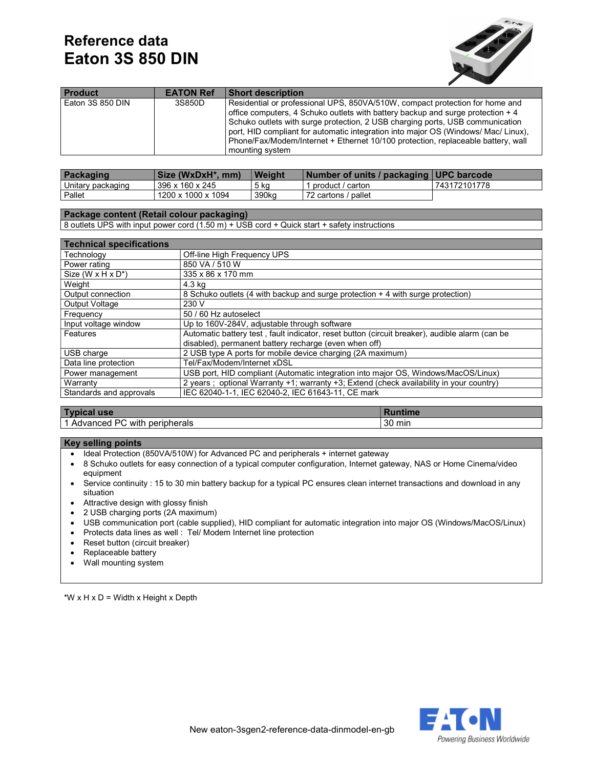# Reference data
# Eaton 3S 850 DIN

| Product | EATON Ref | Short description |
|---|---|---|
| Eaton 3S 850 DIN | 3S850D | Residential or professional UPS, 850VA/510W, compact protection for home and office computers, 4 Schuko outlets with battery backup and surge protection + 4 Schuko outlets with surge protection, 2 USB charging ports, USB communication port, HID compliant for automatic integration into major OS (Windows/ Mac/ Linux), Phone/Fax/Modem/Internet + Ethernet 10/100 protection, replaceable battery, wall mounting system |

| Packaging | Size (WxDxH*, mm) | Weight | Number of units / packaging | UPC barcode |
|---|---|---|---|---|
| Unitary packaging | 396 x 160 x 245 | 5 kg | 1 product / carton | 743172101778 |
| Pallet | 1200 x 1000 x 1094 | 390kg | 72 cartons / pallet | |

| Package content (Retail colour packaging) |
|---|
| 8 outlets UPS with input power cord (1.50 m) + USB cord + Quick start + safety instructions |

| Technical specifications | |
|---|---|
| Technology | Off-line High Frequency UPS |
| Power rating | 850 VA / 510 W |
| Size (W x H x D*) | 335 x 86 x 170 mm |
| Weight | 4.3 kg |
| Output connection | 8 Schuko outlets (4 with backup and surge protection + 4 with surge protection) |
| Output Voltage | 230 V |
| Frequency | 50 / 60 Hz autoselect |
| Input voltage window | Up to 160V-284V, adjustable through software |
| Features | Automatic battery test , fault indicator, reset button (circuit breaker), audible alarm (can be disabled), permanent battery recharge (even when off) |
| USB charge | 2 USB type A ports for mobile device charging (2A maximum) |
| Data line protection | Tel/Fax/Modem/Internet xDSL |
| Power management | USB port, HID compliant (Automatic integration into major OS, Windows/MacOS/Linux) |
| Warranty | 2 years ; optional Warranty +1; warranty +3; Extend (check availability in your country) |
| Standards and approvals | IEC 62040-1-1, IEC 62040-2, IEC 61643-11, CE mark |

| Typical use | Runtime |
|---|---|
| 1 Advanced PC with peripherals | 30 min |

## Key selling points

- Ideal Protection (850VA/510W) for Advanced PC and peripherals + internet gateway
- 8 Schuko outlets for easy connection of a typical computer configuration, Internet gateway, NAS or Home Cinema/video equipment
- Service continuity : 15 to 30 min battery backup for a typical PC ensures clean internet transactions and download in any situation
- Attractive design with glossy finish
- 2 USB charging ports (2A maximum)
- USB communication port (cable supplied), HID compliant for automatic integration into major OS (Windows/MacOS/Linux)
- Protects data lines as well : Tel/ Modem Internet line protection
- Reset button (circuit breaker)
- Replaceable battery
- Wall mounting system

*W x H x D = Width x Height x Depth

New eaton-3sgen2-reference-data-dinmodel-en-gb

EATON Powering Business Worldwide